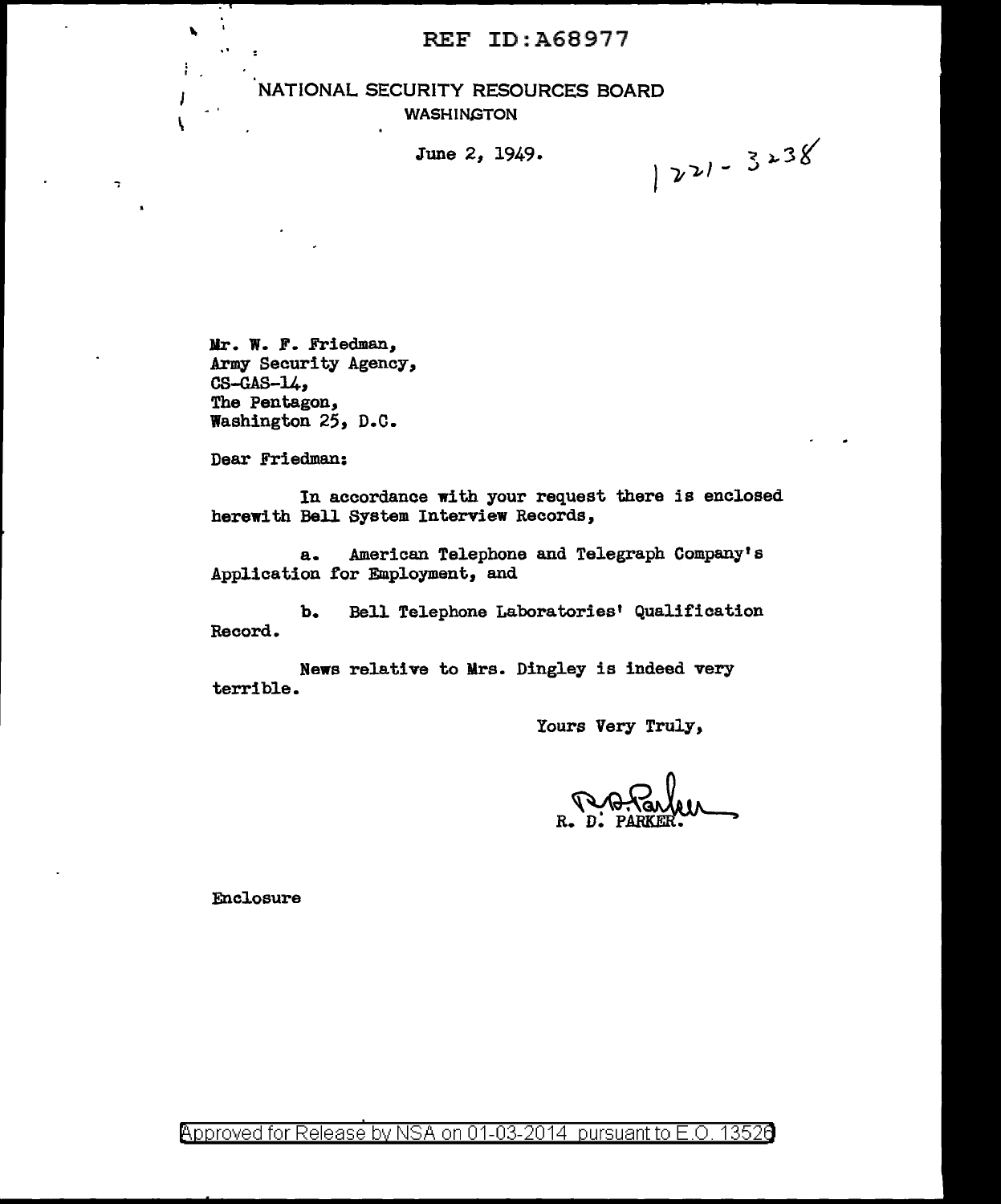REF ID:A68977

NATIONAL SECURITY RESOURCES BOARD
WASHINGTON

June 2, 1949.

1221-3238

Mr. W. F. Friedman,
Army Security Agency,
CS-GAS-14,
The Pentagon,
Washington 25, D.C.

Dear Friedman:

In accordance with your request there is enclosed herewith Bell System Interview Records,

a. American Telephone and Telegraph Company's Application for Employment, and

b. Bell Telephone Laboratories' Qualification Record.

News relative to Mrs. Dingley is indeed very terrible.

Yours Very Truly,

R. D. PARKER.

Enclosure

Approved for Release by NSA on 01-03-2014 pursuant to E.O. 13526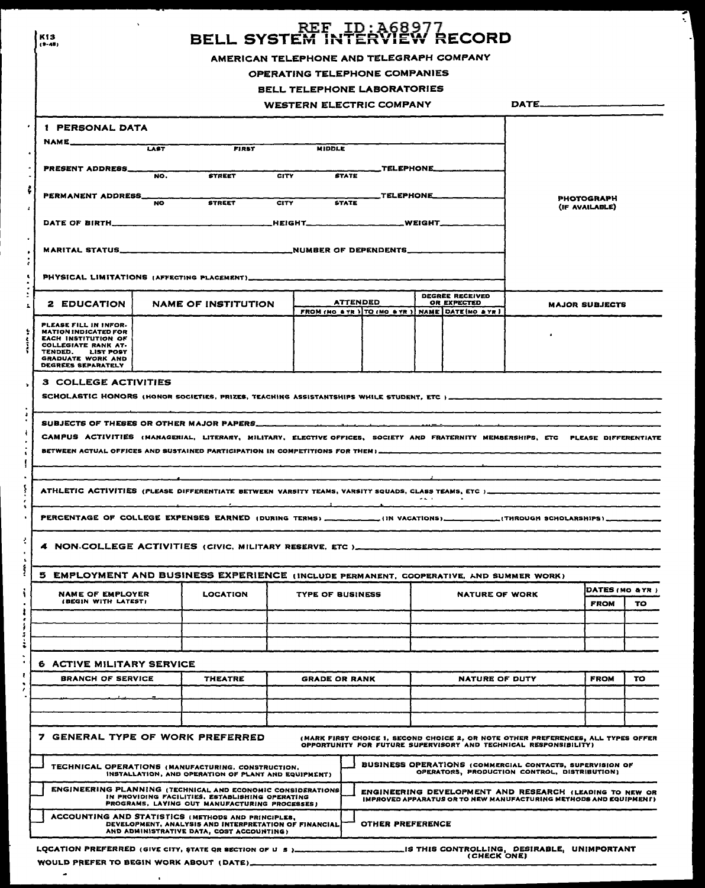K13
(9-48)

REF ID:A68977

# BELL SYSTEM INTERVIEW RECORD

AMERICAN TELEPHONE AND TELEGRAPH COMPANY

OPERATING TELEPHONE COMPANIES

BELL TELEPHONE LABORATORIES

WESTERN ELECTRIC COMPANY

DATE\_\_\_\_\_\_\_\_\_\_\_\_\_\_\_\_\_\_\_\_

## 1 PERSONAL DATA

PHOTOGRAPH (IF AVAILABLE)

NAME\_\_\_\_\_\_\_\_\_\_\_\_\_\_\_\_\_\_\_\_ LAST FIRST MIDDLE

PRESENT ADDRESS\_\_\_\_\_\_\_\_\_\_\_\_\_\_\_\_\_\_\_\_ NO. STREET CITY STATE TELEPHONE\_\_\_\_\_\_\_\_\_\_

PERMANENT ADDRESS\_\_\_\_\_\_\_\_\_\_\_\_\_\_\_\_\_\_\_\_ NO STREET CITY STATE TELEPHONE\_\_\_\_\_\_\_\_\_\_

DATE OF BIRTH\_\_\_\_\_\_\_\_\_\_\_\_\_\_\_\_ HEIGHT\_\_\_\_\_\_\_\_\_\_ WEIGHT\_\_\_\_\_\_\_\_\_\_

MARITAL STATUS\_\_\_\_\_\_\_\_\_\_\_\_\_\_\_\_ NUMBER OF DEPENDENTS\_\_\_\_\_\_\_\_\_\_

PHYSICAL LIMITATIONS (AFFECTING PLACEMENT)\_\_\_\_\_\_\_\_\_\_\_\_\_\_\_\_\_\_\_\_

## 2 EDUCATION

| 2 EDUCATION | NAME OF INSTITUTION | ATTENDED | | DEGREE RECEIVED OR EXPECTED | | MAJOR SUBJECTS |
|---|---|---|---|---|---|---|
| | | FROM (MO & YR) | TO (MO & YR) | NAME | DATE (MO & YR) | |
| PLEASE FILL IN INFORMATION INDICATED FOR EACH INSTITUTION OF COLLEGIATE RANK ATTENDED. LIST POST GRADUATE WORK AND DEGREES SEPARATELY | | | | | | |

## 3 COLLEGE ACTIVITIES

SCHOLASTIC HONORS (HONOR SOCIETIES, PRIZES, TEACHING ASSISTANTSHIPS WHILE STUDENT, ETC)\_\_\_\_\_\_\_\_\_\_\_\_\_\_\_\_\_\_\_\_

SUBJECTS OF THESES OR OTHER MAJOR PAPERS\_\_\_\_\_\_\_\_\_\_\_\_\_\_\_\_\_\_\_\_

CAMPUS ACTIVITIES (MANAGERIAL, LITERARY, MILITARY, ELECTIVE OFFICES, SOCIETY AND FRATERNITY MEMBERSHIPS, ETC PLEASE DIFFERENTIATE BETWEEN ACTUAL OFFICES AND SUSTAINED PARTICIPATION IN COMPETITIONS FOR THEM)\_\_\_\_\_\_\_\_\_\_\_\_\_\_\_\_\_\_\_\_

ATHLETIC ACTIVITIES (PLEASE DIFFERENTIATE BETWEEN VARSITY TEAMS, VARSITY SQUADS, CLASS TEAMS, ETC)\_\_\_\_\_\_\_\_\_\_\_\_\_\_\_\_\_\_\_\_

PERCENTAGE OF COLLEGE EXPENSES EARNED (DURING TERMS)\_\_\_\_\_\_\_\_\_\_ (IN VACATIONS)\_\_\_\_\_\_\_\_\_\_ (THROUGH SCHOLARSHIPS)\_\_\_\_\_\_\_\_\_\_

## 4 NON-COLLEGE ACTIVITIES (CIVIC, MILITARY RESERVE, ETC)\_\_\_\_\_\_\_\_\_\_\_\_\_\_\_\_\_\_\_\_

## 5 EMPLOYMENT AND BUSINESS EXPERIENCE (INCLUDE PERMANENT, COOPERATIVE, AND SUMMER WORK)

| NAME OF EMPLOYER (BEGIN WITH LATEST) | LOCATION | TYPE OF BUSINESS | NATURE OF WORK | DATES (MO & YR) | |
|---|---|---|---|---|---|
| | | | | FROM | TO |
| | | | | | |
| | | | | | |
| | | | | | |

## 6 ACTIVE MILITARY SERVICE

| BRANCH OF SERVICE | THEATRE | GRADE OR RANK | NATURE OF DUTY | FROM | TO |
|---|---|---|---|---|---|
| | | | | | |
| | | | | | |
| | | | | | |

## 7 GENERAL TYPE OF WORK PREFERRED

(MARK FIRST CHOICE 1, SECOND CHOICE 2, OR NOTE OTHER PREFERENCES, ALL TYPES OFFER OPPORTUNITY FOR FUTURE SUPERVISORY AND TECHNICAL RESPONSIBILITY)

- ☐ TECHNICAL OPERATIONS (MANUFACTURING, CONSTRUCTION, INSTALLATION, AND OPERATION OF PLANT AND EQUIPMENT)
- ☐ BUSINESS OPERATIONS (COMMERCIAL CONTACTS, SUPERVISION OF OPERATORS, PRODUCTION CONTROL, DISTRIBUTION)
- ☐ ENGINEERING PLANNING (TECHNICAL AND ECONOMIC CONSIDERATIONS IN PROVIDING FACILITIES, ESTABLISHING OPERATING PROGRAMS, LAYING OUT MANUFACTURING PROCESSES)
- ☐ ENGINEERING DEVELOPMENT AND RESEARCH (LEADING TO NEW OR IMPROVED APPARATUS OR TO NEW MANUFACTURING METHODS AND EQUIPMENT)
- ☐ ACCOUNTING AND STATISTICS (METHODS AND PRINCIPLES, DEVELOPMENT, ANALYSIS AND INTERPRETATION OF FINANCIAL AND ADMINISTRATIVE DATA, COST ACCOUNTING)
- ☐ OTHER PREFERENCE

LOCATION PREFERRED (GIVE CITY, STATE OR SECTION OF U S)\_\_\_\_\_\_\_\_\_\_\_\_\_\_\_\_\_\_\_\_ IS THIS CONTROLLING, DESIRABLE, UNIMPORTANT (CHECK ONE)

WOULD PREFER TO BEGIN WORK ABOUT (DATE)\_\_\_\_\_\_\_\_\_\_\_\_\_\_\_\_\_\_\_\_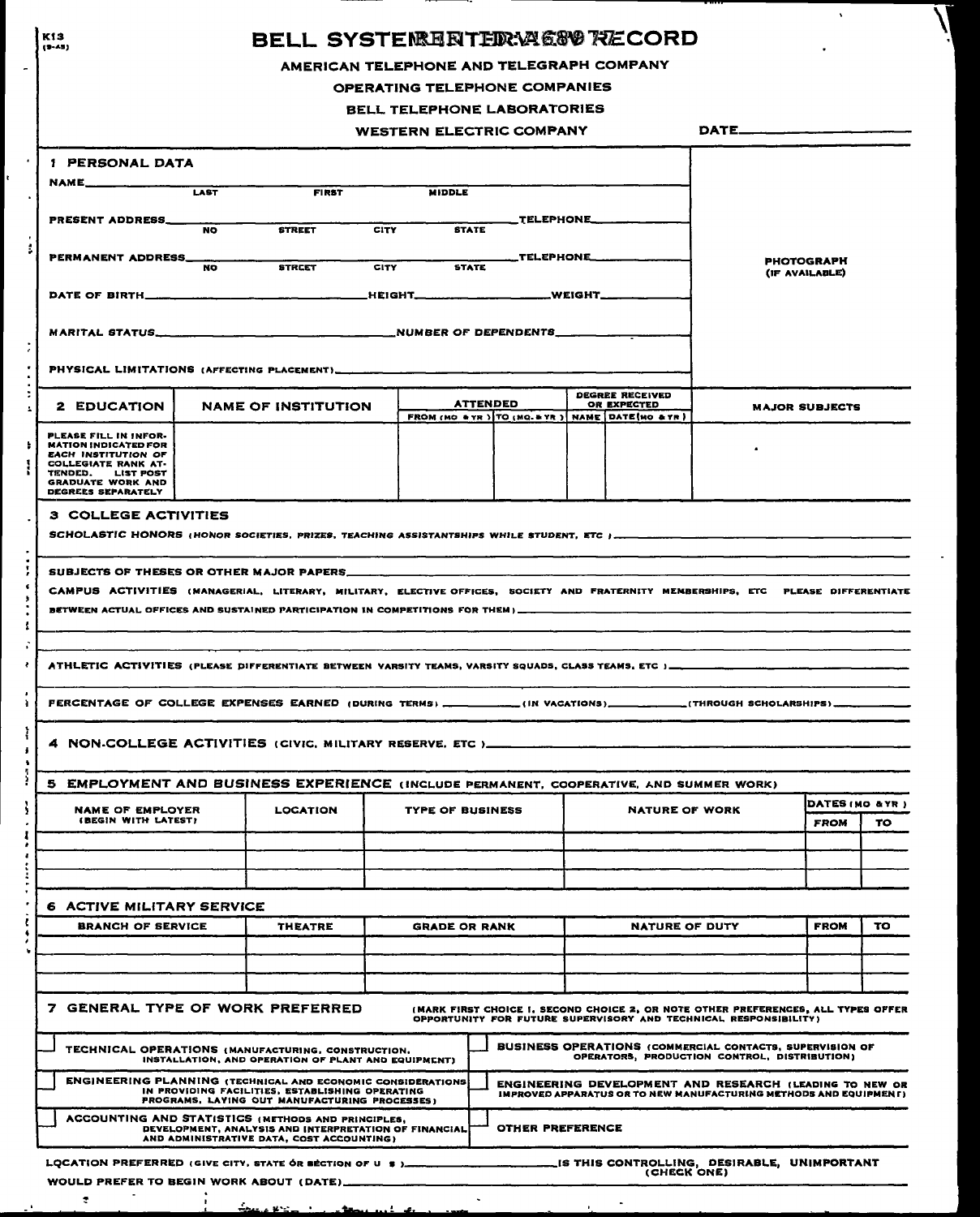K13 (9-45)

# BELL SYSTEM INTERVIEW RECORD

**AMERICAN TELEPHONE AND TELEGRAPH COMPANY**

**OPERATING TELEPHONE COMPANIES**

**BELL TELEPHONE LABORATORIES**

**WESTERN ELECTRIC COMPANY**

DATE\_\_\_\_\_\_\_\_\_\_\_\_\_\_\_\_

## 1 PERSONAL DATA

PHOTOGRAPH (IF AVAILABLE)

NAME\_\_\_\_\_\_\_\_\_\_\_\_\_\_\_\_\_\_\_\_\_\_\_\_\_\_\_\_\_\_\_\_\_\_\_\_\_\_\_\_\_\_\_\_\_\_
LAST FIRST MIDDLE

PRESENT ADDRESS\_\_\_\_\_\_\_\_\_\_\_\_\_\_\_\_\_\_\_\_\_\_\_\_\_\_\_\_\_\_\_\_\_\_\_\_ TELEPHONE\_\_\_\_\_\_\_\_\_\_
NO STREET CITY STATE

PERMANENT ADDRESS\_\_\_\_\_\_\_\_\_\_\_\_\_\_\_\_\_\_\_\_\_\_\_\_\_\_\_\_\_\_\_\_\_\_\_\_ TELEPHONE\_\_\_\_\_\_\_\_\_\_
NO STREET CITY STATE

DATE OF BIRTH\_\_\_\_\_\_\_\_\_\_\_\_\_\_\_\_\_\_ HEIGHT\_\_\_\_\_\_\_\_\_\_\_\_ WEIGHT\_\_\_\_\_\_\_\_\_\_

MARITAL STATUS\_\_\_\_\_\_\_\_\_\_\_\_\_\_\_\_\_\_ NUMBER OF DEPENDENTS\_\_\_\_\_\_\_\_\_\_

PHYSICAL LIMITATIONS (AFFECTING PLACEMENT)\_\_\_\_\_\_\_\_\_\_\_\_\_\_\_\_\_\_\_\_\_\_\_\_\_\_

## 2 EDUCATION

| 2 EDUCATION | NAME OF INSTITUTION | ATTENDED | | DEGREE RECEIVED OR EXPECTED | | MAJOR SUBJECTS |
|---|---|---|---|---|---|---|
| | | FROM (MO & YR) | TO (MO. & YR) | NAME | DATE (MO & YR) | |
| PLEASE FILL IN INFORMATION INDICATED FOR EACH INSTITUTION OF COLLEGIATE RANK ATTENDED. LIST POST GRADUATE WORK AND DEGREES SEPARATELY | | | | | | |

## 3 COLLEGE ACTIVITIES

SCHOLASTIC HONORS (HONOR SOCIETIES, PRIZES, TEACHING ASSISTANTSHIPS WHILE STUDENT, ETC)\_\_\_\_\_\_\_\_\_\_\_\_\_\_\_\_

SUBJECTS OF THESES OR OTHER MAJOR PAPERS\_\_\_\_\_\_\_\_\_\_\_\_\_\_\_\_

CAMPUS ACTIVITIES (MANAGERIAL, LITERARY, MILITARY, ELECTIVE OFFICES, SOCIETY AND FRATERNITY MEMBERSHIPS, ETC PLEASE DIFFERENTIATE BETWEEN ACTUAL OFFICES AND SUSTAINED PARTICIPATION IN COMPETITIONS FOR THEM)\_\_\_\_\_\_\_\_\_\_\_\_\_\_\_\_

ATHLETIC ACTIVITIES (PLEASE DIFFERENTIATE BETWEEN VARSITY TEAMS, VARSITY SQUADS, CLASS TEAMS, ETC)\_\_\_\_\_\_\_\_\_\_\_\_\_\_\_\_

PERCENTAGE OF COLLEGE EXPENSES EARNED (DURING TERMS)\_\_\_\_\_\_\_\_ (IN VACATIONS)\_\_\_\_\_\_\_\_ (THROUGH SCHOLARSHIPS)\_\_\_\_\_\_\_\_

## 4 NON-COLLEGE ACTIVITIES (CIVIC, MILITARY RESERVE, ETC)\_\_\_\_\_\_\_\_\_\_\_\_\_\_\_\_

## 5 EMPLOYMENT AND BUSINESS EXPERIENCE (INCLUDE PERMANENT, COOPERATIVE, AND SUMMER WORK)

| NAME OF EMPLOYER (BEGIN WITH LATEST) | LOCATION | TYPE OF BUSINESS | NATURE OF WORK | DATES (MO & YR) | |
|---|---|---|---|---|---|
| | | | | FROM | TO |
| | | | | | |
| | | | | | |
| | | | | | |

## 6 ACTIVE MILITARY SERVICE

| BRANCH OF SERVICE | THEATRE | GRADE OR RANK | NATURE OF DUTY | FROM | TO |
|---|---|---|---|---|---|
| | | | | | |
| | | | | | |
| | | | | | |

## 7 GENERAL TYPE OF WORK PREFERRED

(MARK FIRST CHOICE 1, SECOND CHOICE 2, OR NOTE OTHER PREFERENCES, ALL TYPES OFFER OPPORTUNITY FOR FUTURE SUPERVISORY AND TECHNICAL RESPONSIBILITY)

- [ ] TECHNICAL OPERATIONS (MANUFACTURING, CONSTRUCTION, INSTALLATION, AND OPERATION OF PLANT AND EQUIPMENT)
- [ ] BUSINESS OPERATIONS (COMMERCIAL CONTACTS, SUPERVISION OF OPERATORS, PRODUCTION CONTROL, DISTRIBUTION)
- [ ] ENGINEERING PLANNING (TECHNICAL AND ECONOMIC CONSIDERATIONS IN PROVIDING FACILITIES, ESTABLISHING OPERATING PROGRAMS, LAYING OUT MANUFACTURING PROCESSES)
- [ ] ENGINEERING DEVELOPMENT AND RESEARCH (LEADING TO NEW OR IMPROVED APPARATUS OR TO NEW MANUFACTURING METHODS AND EQUIPMENT)
- [ ] ACCOUNTING AND STATISTICS (METHODS AND PRINCIPLES, DEVELOPMENT, ANALYSIS AND INTERPRETATION OF FINANCIAL AND ADMINISTRATIVE DATA, COST ACCOUNTING)
- [ ] OTHER PREFERENCE

LOCATION PREFERRED (GIVE CITY, STATE OR SECTION OF U S)\_\_\_\_\_\_\_\_\_\_\_\_\_\_\_\_ IS THIS CONTROLLING, DESIRABLE, UNIMPORTANT (CHECK ONE)

WOULD PREFER TO BEGIN WORK ABOUT (DATE)\_\_\_\_\_\_\_\_\_\_\_\_\_\_\_\_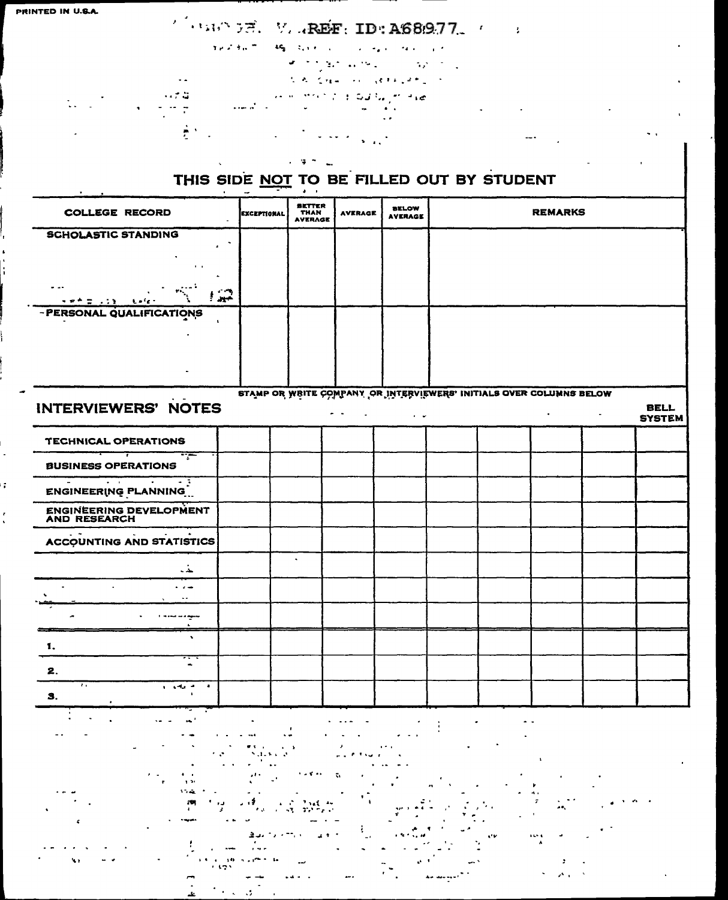PRINTED IN U.S.A.

REF ID:A68977

## THIS SIDE NOT TO BE FILLED OUT BY STUDENT

| COLLEGE RECORD | EXCEPTIONAL | BETTER THAN AVERAGE | AVERAGE | BELOW AVERAGE | REMARKS |
|---|---|---|---|---|---|
| SCHOLASTIC STANDING | | | | | |
| PERSONAL QUALIFICATIONS | | | | | |

STAMP OR WRITE COMPANY OR INTERVIEWERS' INITIALS OVER COLUMNS BELOW

| INTERVIEWERS' NOTES | | | | | | | | | BELL SYSTEM |
|---|---|---|---|---|---|---|---|---|---|
| TECHNICAL OPERATIONS | | | | | | | | | |
| BUSINESS OPERATIONS | | | | | | | | | |
| ENGINEERING PLANNING | | | | | | | | | |
| ENGINEERING DEVELOPMENT AND RESEARCH | | | | | | | | | |
| ACCOUNTING AND STATISTICS | | | | | | | | | |
| | | | | | | | | | |
| | | | | | | | | | |
| | | | | | | | | | |
| 1. | | | | | | | | | |
| 2. | | | | | | | | | |
| 3. | | | | | | | | | |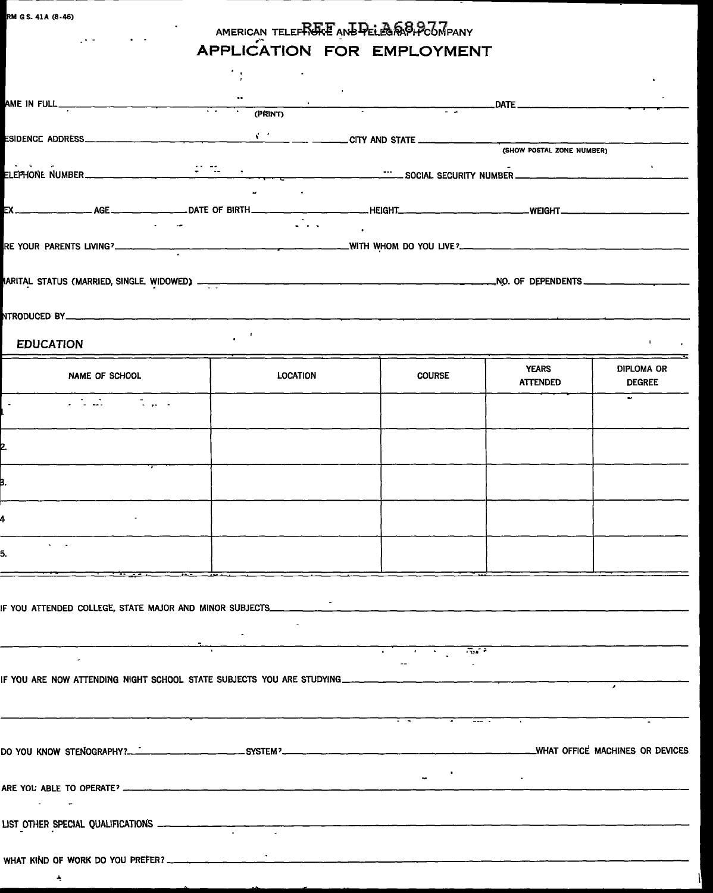RM G S. 41A (8-46)

REF ID:A68977

AMERICAN TELEPHONE AND TELEGRAPH COMPANY

# APPLICATION FOR EMPLOYMENT

AME IN FULL ______________________ (PRINT) ______________________ DATE ______________

ESIDENCE ADDRESS ______________________ CITY AND STATE ______________________ (SHOW POSTAL ZONE NUMBER)

ELEPHONE NUMBER ______________________ SOCIAL SECURITY NUMBER ______________________

EX ________ AGE ________ DATE OF BIRTH ____________ HEIGHT ____________ WEIGHT ____________

RE YOUR PARENTS LIVING? ______________________ WITH WHOM DO YOU LIVE? ______________________

IARITAL STATUS (MARRIED, SINGLE, WIDOWED) ______________________ NO. OF DEPENDENTS ____________

NTRODUCED BY ______________________________________________

## EDUCATION

| NAME OF SCHOOL | LOCATION | COURSE | YEARS ATTENDED | DIPLOMA OR DEGREE |
|---|---|---|---|---|
| 1 | | | | |
| 2. | | | | |
| 3. | | | | |
| 4 | | | | |
| 5. | | | | |

IF YOU ATTENDED COLLEGE, STATE MAJOR AND MINOR SUBJECTS ______________________________________________

______________________________________________

IF YOU ARE NOW ATTENDING NIGHT SCHOOL STATE SUBJECTS YOU ARE STUDYING ______________________________________________

______________________________________________

DO YOU KNOW STENOGRAPHY? ____________ SYSTEM? ______________________ WHAT OFFICE MACHINES OR DEVICES

ARE YOU ABLE TO OPERATE? ______________________________________________

LIST OTHER SPECIAL QUALIFICATIONS ______________________________________________

WHAT KIND OF WORK DO YOU PREFER? ______________________________________________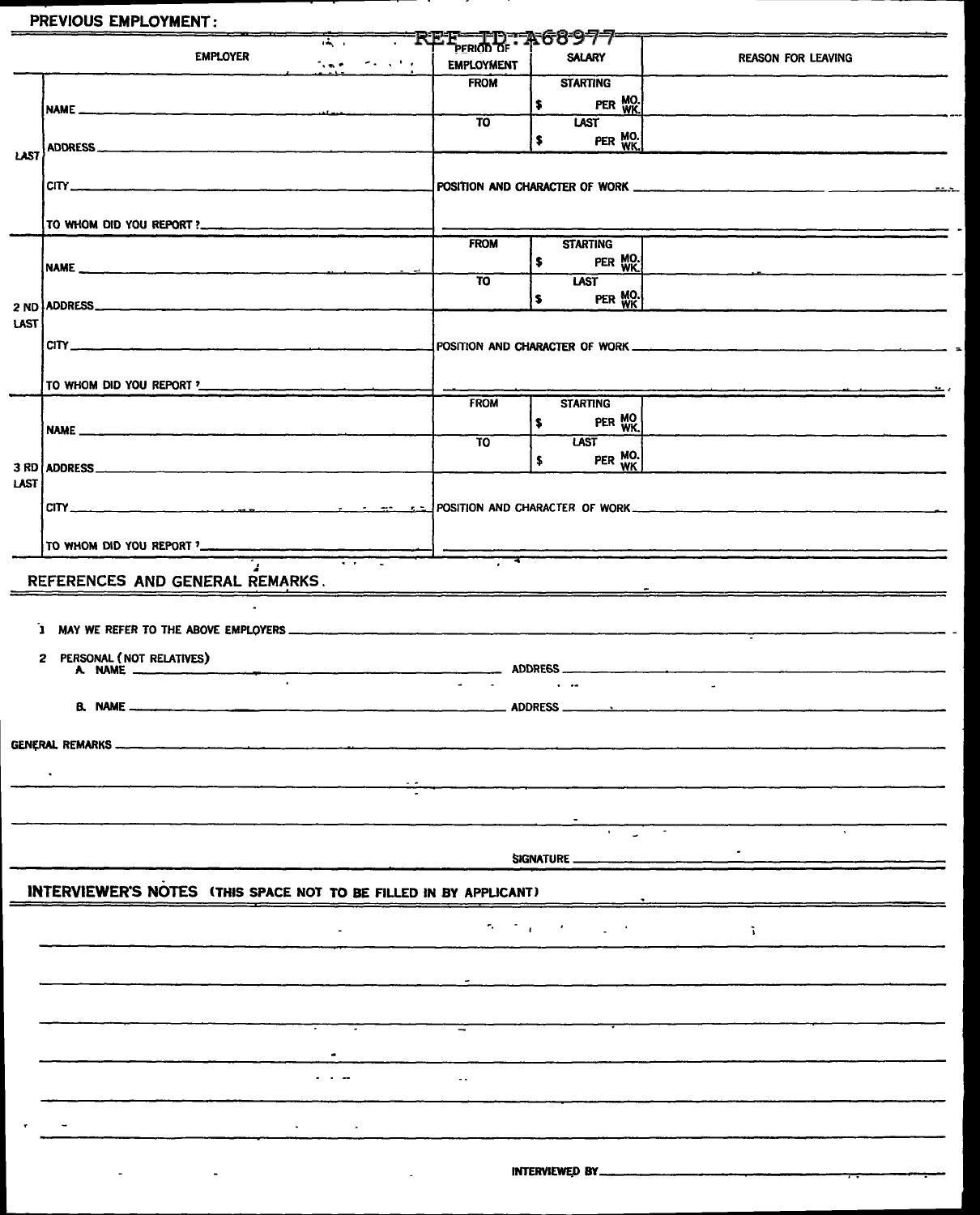REF ID:A68977

## PREVIOUS EMPLOYMENT:

| | EMPLOYER | PERIOD OF EMPLOYMENT | SALARY | REASON FOR LEAVING |
|---|---|---|---|---|
| LAST | NAME | FROM | STARTING $ PER MO. WK. | |
| | ADDRESS | TO | LAST $ PER MO. WK. | |
| | CITY | POSITION AND CHARACTER OF WORK | | |
| | TO WHOM DID YOU REPORT ? | | | |
| 2 ND LAST | NAME | FROM | STARTING $ PER MO. WK. | |
| | ADDRESS | TO | LAST $ PER MO. WK. | |
| | CITY | POSITION AND CHARACTER OF WORK | | |
| | TO WHOM DID YOU REPORT ? | | | |
| 3 RD LAST | NAME | FROM | STARTING $ PER MO WK. | |
| | ADDRESS | TO | LAST $ PER MO. WK | |
| | CITY | POSITION AND CHARACTER OF WORK | | |
| | TO WHOM DID YOU REPORT ? | | | |

## REFERENCES AND GENERAL REMARKS.

1 MAY WE REFER TO THE ABOVE EMPLOYERS \_\_\_\_\_\_\_\_\_\_

2 PERSONAL (NOT RELATIVES)

A. NAME \_\_\_\_\_\_\_\_\_\_ ADDRESS \_\_\_\_\_\_\_\_\_\_

B. NAME \_\_\_\_\_\_\_\_\_\_ ADDRESS \_\_\_\_\_\_\_\_\_\_

GENERAL REMARKS \_\_\_\_\_\_\_\_\_\_

SIGNATURE \_\_\_\_\_\_\_\_\_\_

## INTERVIEWER'S NOTES (THIS SPACE NOT TO BE FILLED IN BY APPLICANT)

INTERVIEWED BY \_\_\_\_\_\_\_\_\_\_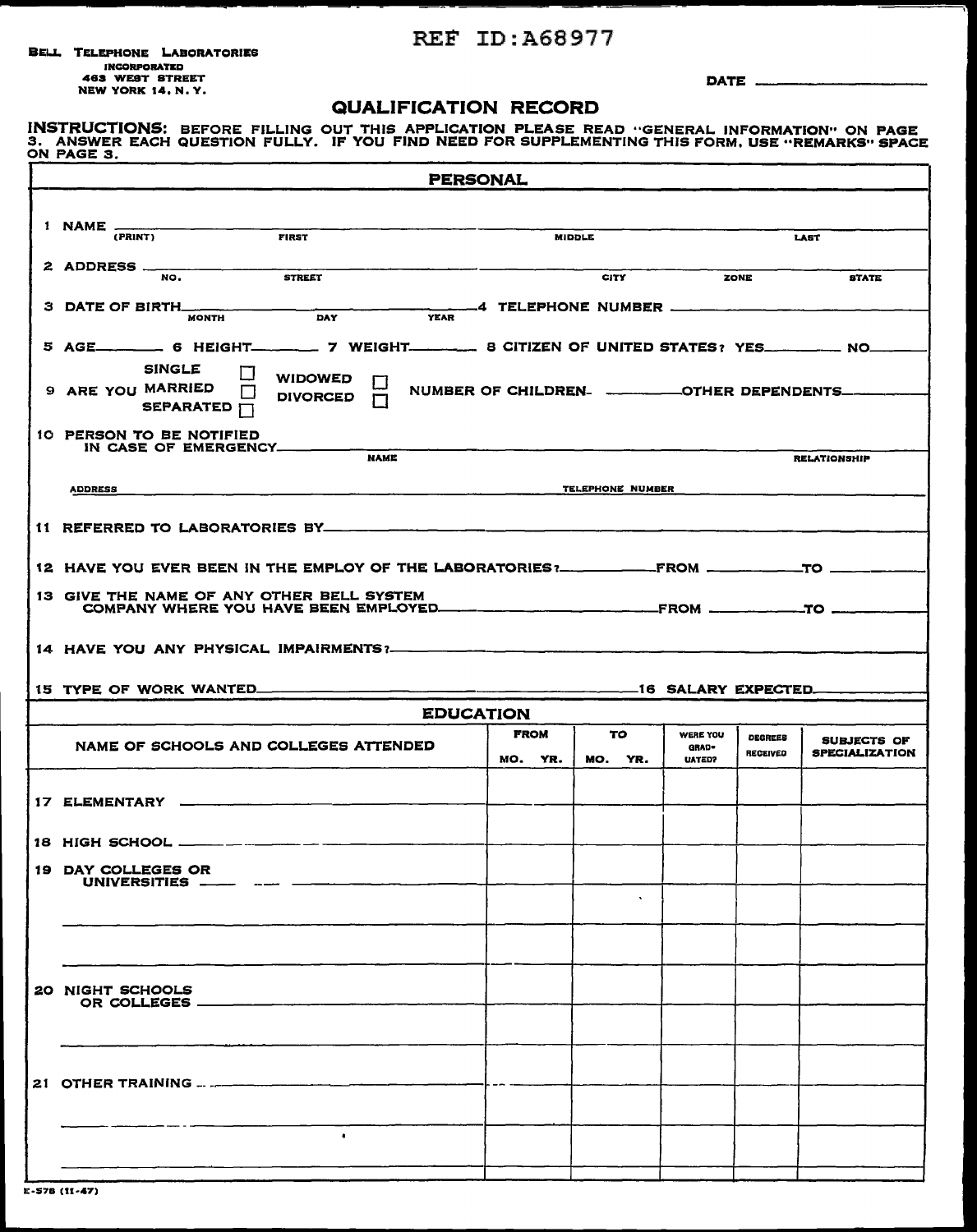REF ID:A68977

**BELL TELEPHONE LABORATORIES**
INCORPORATED
463 WEST STREET
NEW YORK 14, N. Y.

DATE ______________

# QUALIFICATION RECORD

**INSTRUCTIONS:** BEFORE FILLING OUT THIS APPLICATION PLEASE READ "GENERAL INFORMATION" ON PAGE 3. ANSWER EACH QUESTION FULLY. IF YOU FIND NEED FOR SUPPLEMENTING THIS FORM, USE "REMARKS" SPACE ON PAGE 3.

## PERSONAL

1 NAME (PRINT) ______ FIRST ______ MIDDLE ______ LAST ______

2 ADDRESS ______ NO. ______ STREET ______ CITY ______ ZONE ______ STATE ______

3 DATE OF BIRTH ______ MONTH ______ DAY ______ YEAR ______ 4 TELEPHONE NUMBER ______

5 AGE ______ 6 HEIGHT ______ 7 WEIGHT ______ 8 CITIZEN OF UNITED STATES? YES ______ NO ______

9 ARE YOU SINGLE ☐ MARRIED ☐ SEPARATED ☐ WIDOWED ☐ DIVORCED ☐ NUMBER OF CHILDREN ______ OTHER DEPENDENTS ______

10 PERSON TO BE NOTIFIED IN CASE OF EMERGENCY ______ NAME ______ RELATIONSHIP ______

ADDRESS ______ TELEPHONE NUMBER ______

11 REFERRED TO LABORATORIES BY ______

12 HAVE YOU EVER BEEN IN THE EMPLOY OF THE LABORATORIES? ______ FROM ______ TO ______

13 GIVE THE NAME OF ANY OTHER BELL SYSTEM COMPANY WHERE YOU HAVE BEEN EMPLOYED ______ FROM ______ TO ______

14 HAVE YOU ANY PHYSICAL IMPAIRMENTS? ______

15 TYPE OF WORK WANTED ______ 16 SALARY EXPECTED ______

## EDUCATION

| NAME OF SCHOOLS AND COLLEGES ATTENDED | FROM MO. YR. | TO MO. YR. | WERE YOU GRADUATED? | DEGREES RECEIVED | SUBJECTS OF SPECIALIZATION |
|---|---|---|---|---|---|
| 17 ELEMENTARY | | | | | |
| 18 HIGH SCHOOL | | | | | |
| 19 DAY COLLEGES OR UNIVERSITIES | | | | | |
| | | | | | |
| | | | | | |
| 20 NIGHT SCHOOLS OR COLLEGES | | | | | |
| | | | | | |
| 21 OTHER TRAINING | | | | | |
| | | | | | |
| | | | | | |

E-578 (11-47)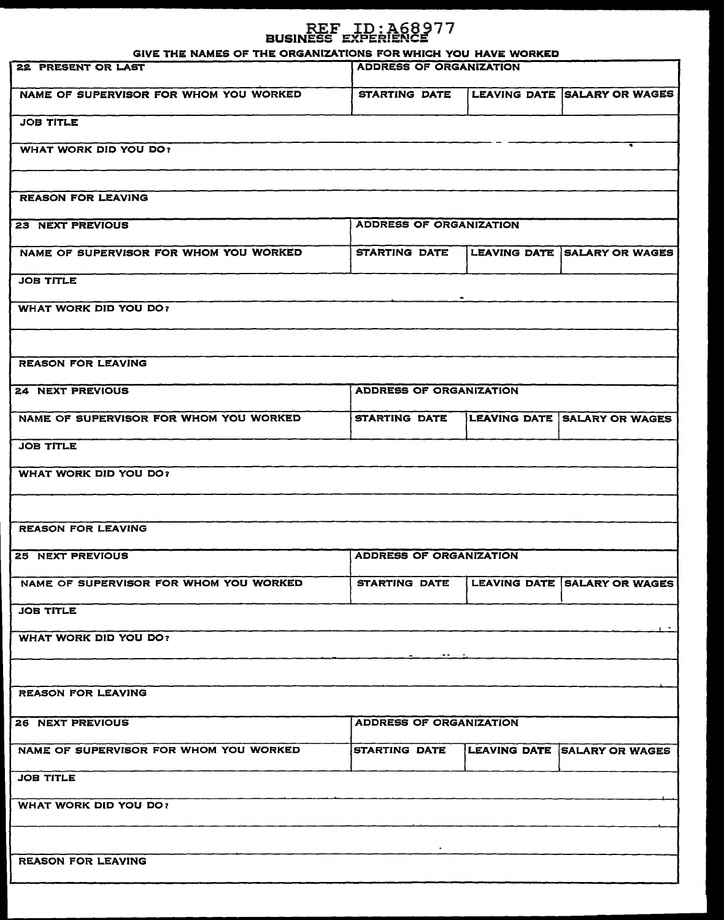REF ID:A68977

# BUSINESS EXPERIENCE

GIVE THE NAMES OF THE ORGANIZATIONS FOR WHICH YOU HAVE WORKED

| 22 PRESENT OR LAST | ADDRESS OF ORGANIZATION | | |
|---|---|---|---|
| NAME OF SUPERVISOR FOR WHOM YOU WORKED | STARTING DATE | LEAVING DATE | SALARY OR WAGES |
| JOB TITLE | | | |
| WHAT WORK DID YOU DO? | | | |
| | | | |
| REASON FOR LEAVING | | | |

| 23 NEXT PREVIOUS | ADDRESS OF ORGANIZATION | | |
|---|---|---|---|
| NAME OF SUPERVISOR FOR WHOM YOU WORKED | STARTING DATE | LEAVING DATE | SALARY OR WAGES |
| JOB TITLE | | | |
| WHAT WORK DID YOU DO? | | | |
| | | | |
| REASON FOR LEAVING | | | |

| 24 NEXT PREVIOUS | ADDRESS OF ORGANIZATION | | |
|---|---|---|---|
| NAME OF SUPERVISOR FOR WHOM YOU WORKED | STARTING DATE | LEAVING DATE | SALARY OR WAGES |
| JOB TITLE | | | |
| WHAT WORK DID YOU DO? | | | |
| | | | |
| REASON FOR LEAVING | | | |

| 25 NEXT PREVIOUS | ADDRESS OF ORGANIZATION | | |
|---|---|---|---|
| NAME OF SUPERVISOR FOR WHOM YOU WORKED | STARTING DATE | LEAVING DATE | SALARY OR WAGES |
| JOB TITLE | | | |
| WHAT WORK DID YOU DO? | | | |
| | | | |
| REASON FOR LEAVING | | | |

| 26 NEXT PREVIOUS | ADDRESS OF ORGANIZATION | | |
|---|---|---|---|
| NAME OF SUPERVISOR FOR WHOM YOU WORKED | STARTING DATE | LEAVING DATE | SALARY OR WAGES |
| JOB TITLE | | | |
| WHAT WORK DID YOU DO? | | | |
| | | | |
| REASON FOR LEAVING | | | |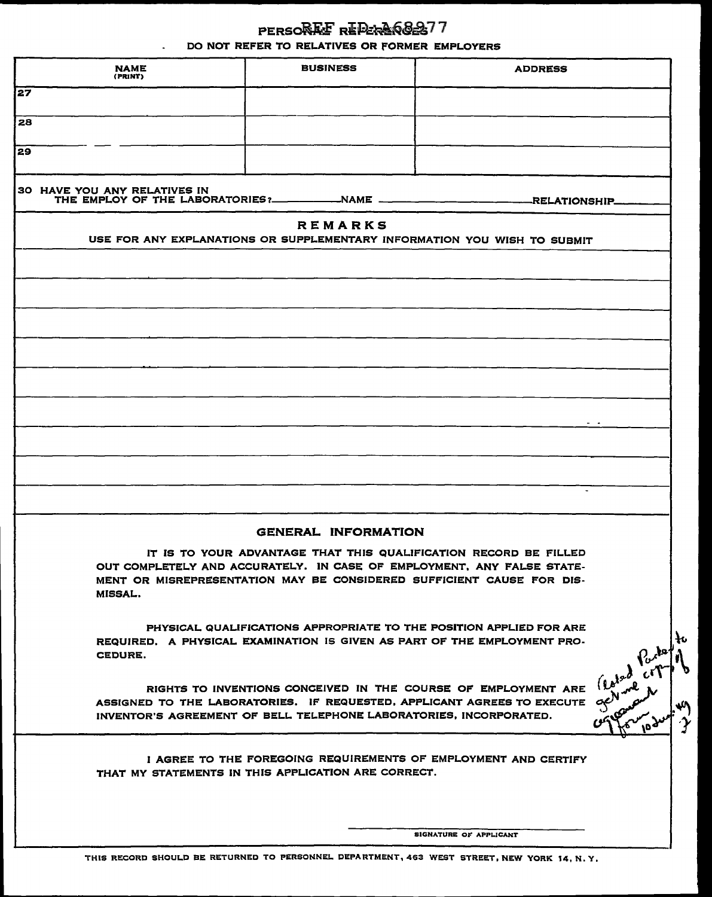REF ID:A68977

# PERSONAL REFERENCES

DO NOT REFER TO RELATIVES OR FORMER EMPLOYERS

| NAME (PRINT) | BUSINESS | ADDRESS |
| --- | --- | --- |
| 27 | | |
| 28 | | |
| 29 | | |

30 HAVE YOU ANY RELATIVES IN THE EMPLOY OF THE LABORATORIES? ________ NAME ________ RELATIONSHIP ________

## REMARKS

USE FOR ANY EXPLANATIONS OR SUPPLEMENTARY INFORMATION YOU WISH TO SUBMIT

## GENERAL INFORMATION

IT IS TO YOUR ADVANTAGE THAT THIS QUALIFICATION RECORD BE FILLED OUT COMPLETELY AND ACCURATELY. IN CASE OF EMPLOYMENT, ANY FALSE STATEMENT OR MISREPRESENTATION MAY BE CONSIDERED SUFFICIENT CAUSE FOR DISMISSAL.

PHYSICAL QUALIFICATIONS APPROPRIATE TO THE POSITION APPLIED FOR ARE REQUIRED. A PHYSICAL EXAMINATION IS GIVEN AS PART OF THE EMPLOYMENT PROCEDURE.

RIGHTS TO INVENTIONS CONCEIVED IN THE COURSE OF EMPLOYMENT ARE ASSIGNED TO THE LABORATORIES. IF REQUESTED, APPLICANT AGREES TO EXECUTE INVENTOR'S AGREEMENT OF BELL TELEPHONE LABORATORIES, INCORPORATED.

*(Asked Parke to get me copy of agreement form 10 Jun. 49 J)*

I AGREE TO THE FOREGOING REQUIREMENTS OF EMPLOYMENT AND CERTIFY THAT MY STATEMENTS IN THIS APPLICATION ARE CORRECT.

________________________
SIGNATURE OF APPLICANT

THIS RECORD SHOULD BE RETURNED TO PERSONNEL DEPARTMENT, 463 WEST STREET, NEW YORK 14, N. Y.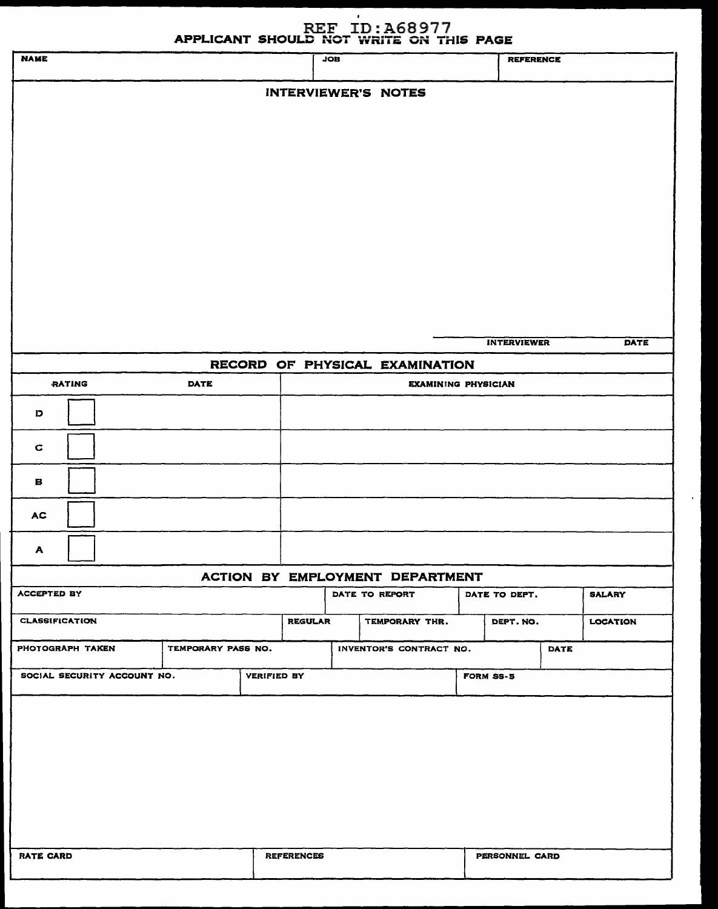REF ID:A68977

**APPLICANT SHOULD NOT WRITE ON THIS PAGE**

| NAME | JOB | REFERENCE |
|---|---|---|
| | | |

## INTERVIEWER'S NOTES

INTERVIEWER DATE

## RECORD OF PHYSICAL EXAMINATION

| RATING | DATE | EXAMINING PHYSICIAN |
|---|---|---|
| D ☐ | | |
| C ☐ | | |
| B ☐ | | |
| AC ☐ | | |
| A ☐ | | |

## ACTION BY EMPLOYMENT DEPARTMENT

| ACCEPTED BY | DATE TO REPORT | DATE TO DEPT. | SALARY |
|---|---|---|---|
| | | | |

| CLASSIFICATION | REGULAR | TEMPORARY THR. | DEPT. NO. | LOCATION |
|---|---|---|---|---|
| | | | | |

| PHOTOGRAPH TAKEN | TEMPORARY PASS NO. | INVENTOR'S CONTRACT NO. | DATE |
|---|---|---|---|
| | | | |

| SOCIAL SECURITY ACCOUNT NO. | VERIFIED BY | FORM SS-5 |
|---|---|---|
| | | |

| RATE CARD | REFERENCES | PERSONNEL CARD |
|---|---|---|
| | | |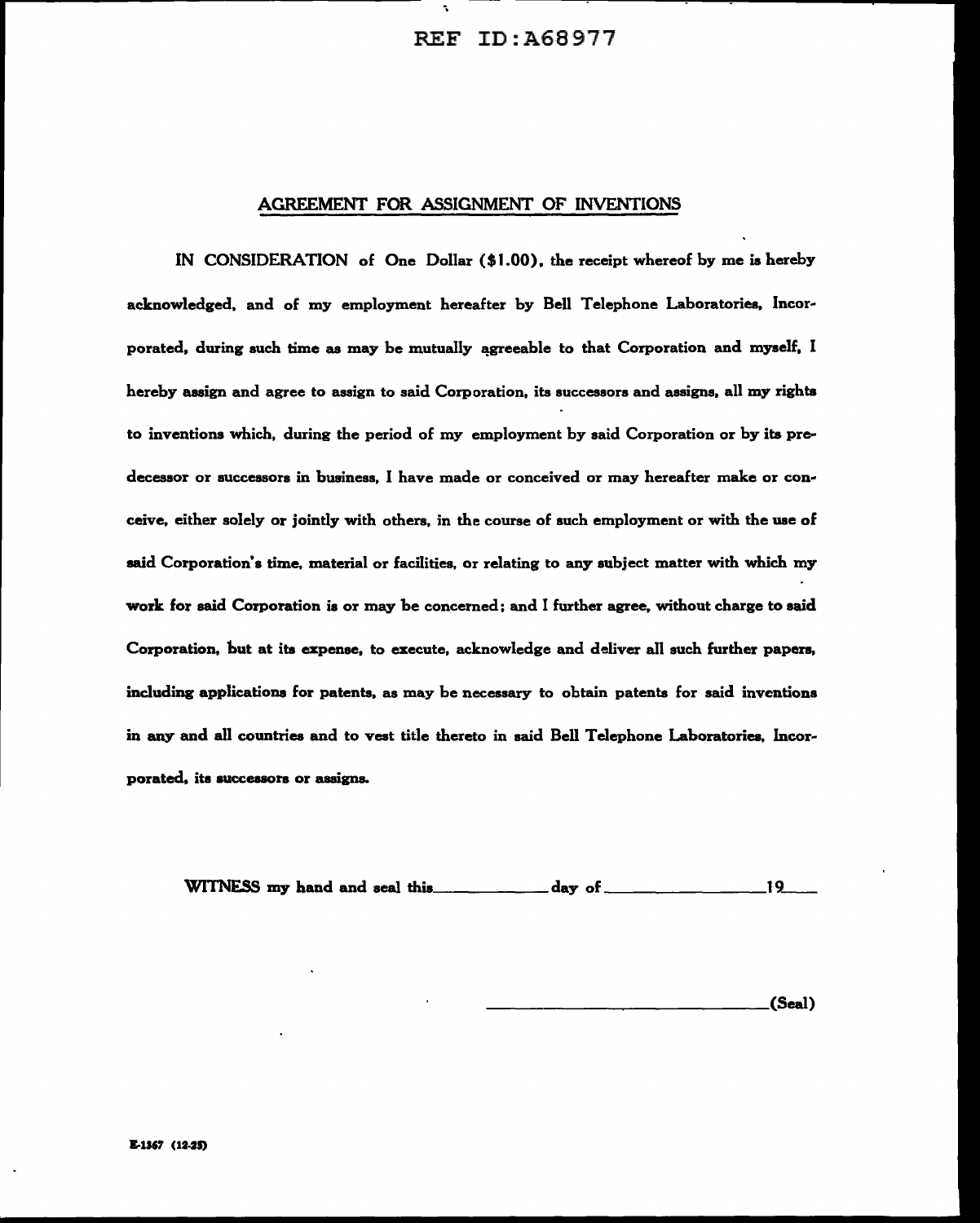## AGREEMENT FOR ASSIGNMENT OF INVENTIONS

IN CONSIDERATION of One Dollar ($1.00), the receipt whereof by me is hereby acknowledged, and of my employment hereafter by Bell Telephone Laboratories, Incorporated, during such time as may be mutually agreeable to that Corporation and myself, I hereby assign and agree to assign to said Corporation, its successors and assigns, all my rights to inventions which, during the period of my employment by said Corporation or by its predecessor or successors in business, I have made or conceived or may hereafter make or conceive, either solely or jointly with others, in the course of such employment or with the use of said Corporation's time, material or facilities, or relating to any subject matter with which my work for said Corporation is or may be concerned; and I further agree, without charge to said Corporation, but at its expense, to execute, acknowledge and deliver all such further papers, including applications for patents, as may be necessary to obtain patents for said inventions in any and all countries and to vest title thereto in said Bell Telephone Laboratories, Incorporated, its successors or assigns.

WITNESS my hand and seal this\_\_\_\_\_\_\_\_\_\_\_\_day of\_\_\_\_\_\_\_\_\_\_\_\_\_\_\_\_19\_\_\_\_

\_\_\_\_\_\_\_\_\_\_\_\_\_\_\_\_\_\_\_\_\_\_\_\_\_\_\_\_\_\_(Seal)

E-1367 (12-25)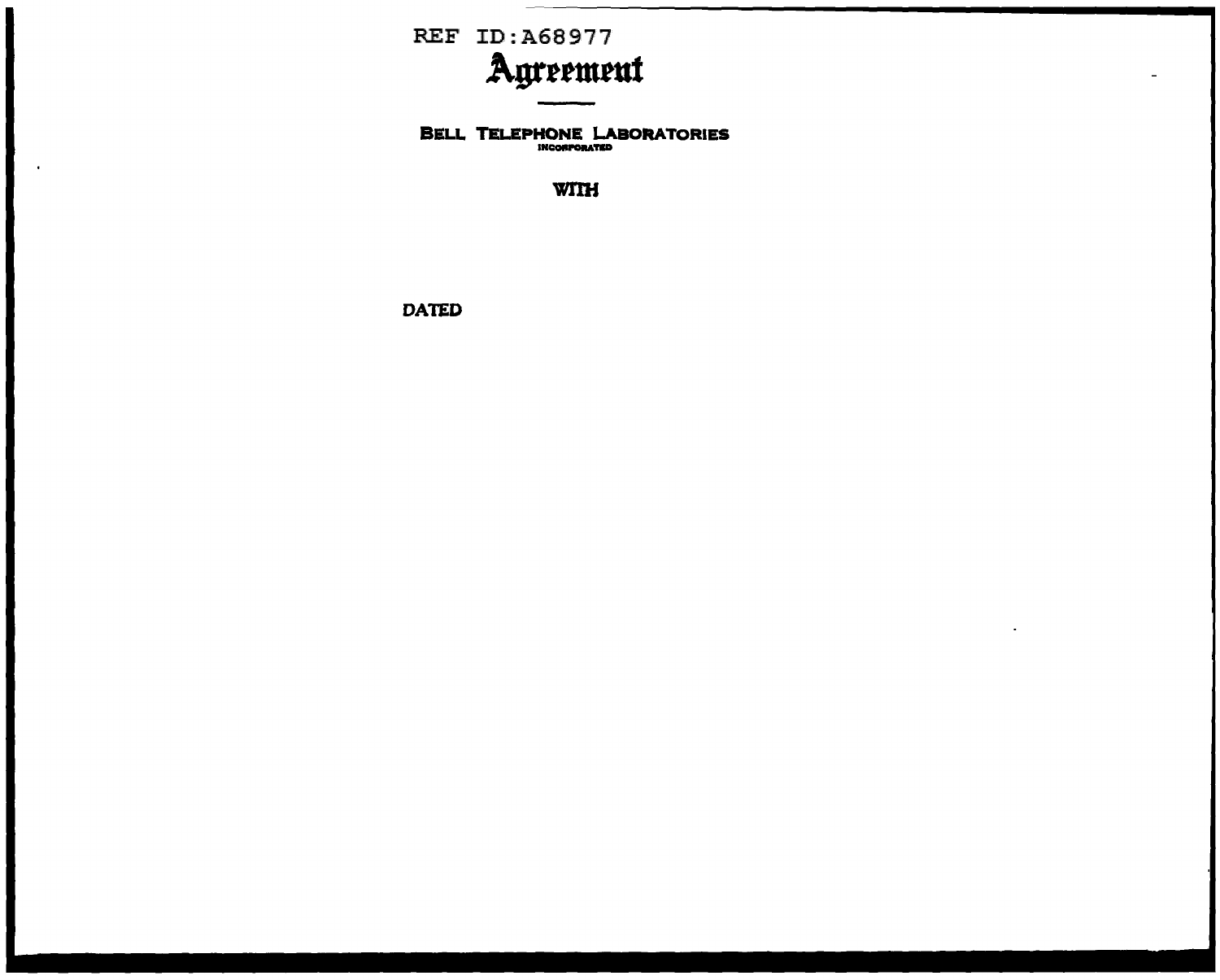REF ID:A68977

# Agreement

**BELL TELEPHONE LABORATORIES**
INCORPORATED

**WITH**

**DATED**